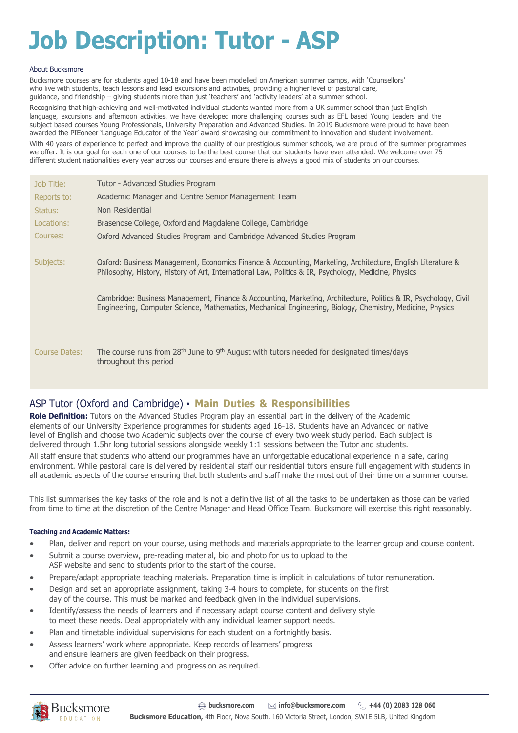# Job Description: Tutor - ASP

About Bucksmore

Bucksmore courses are for students aged 10-18 and have been modelled on American summer camps, with 'Counsellors' who live with students, teach lessons and lead excursions and activities, providing a higher level of pastoral care, guidance, and friendship – giving students more than just 'teachers' and 'activity leaders' at a summer school.

Recognising that high-achieving and well-motivated individual students wanted more from a UK summer school than just English language, excursions and afternoon activities, we have developed more challenging courses such as EFL based Young Leaders and the subject based courses Young Professionals, University Preparation and Advanced Studies. In 2019 Bucksmore were proud to have been awarded the PIEoneer 'Language Educator of the Year' award showcasing our commitment to innovation and student involvement.

With 40 years of experience to perfect and improve the quality of our prestigious summer schools, we are proud of the summer programmes we offer. It is our goal for each one of our courses to be the best course that our students have ever attended. We welcome over 75 different student nationalities every year across our courses and ensure there is always a good mix of students on our courses.

| | |
|---|---|
| Job Title: | Tutor - Advanced Studies Program |
| Reports to: | Academic Manager and Centre Senior Management Team |
| Status: | Non Residential |
| Locations: | Brasenose College, Oxford and Magdalene College, Cambridge |
| Courses: | Oxford Advanced Studies Program and Cambridge Advanced Studies Program |
| Subjects: | Oxford: Business Management, Economics Finance & Accounting, Marketing, Architecture, English Literature & Philosophy, History, History of Art, International Law, Politics & IR, Psychology, Medicine, Physics<br><br>Cambridge: Business Management, Finance & Accounting, Marketing, Architecture, Politics & IR, Psychology, Civil Engineering, Computer Science, Mathematics, Mechanical Engineering, Biology, Chemistry, Medicine, Physics |
| Course Dates: | The course runs from 28th June to 9th August with tutors needed for designated times/days throughout this period |

## ASP Tutor (Oxford and Cambridge) • **Main Duties & Responsibilities**

**Role Definition:** Tutors on the Advanced Studies Program play an essential part in the delivery of the Academic elements of our University Experience programmes for students aged 16-18. Students have an Advanced or native level of English and choose two Academic subjects over the course of every two week study period. Each subject is delivered through 1.5hr long tutorial sessions alongside weekly 1:1 sessions between the Tutor and students.

All staff ensure that students who attend our programmes have an unforgettable educational experience in a safe, caring environment. While pastoral care is delivered by residential staff our residential tutors ensure full engagement with students in all academic aspects of the course ensuring that both students and staff make the most out of their time on a summer course.

This list summarises the key tasks of the role and is not a definitive list of all the tasks to be undertaken as those can be varied from time to time at the discretion of the Centre Manager and Head Office Team. Bucksmore will exercise this right reasonably.

#### Teaching and Academic Matters:

- Plan, deliver and report on your course, using methods and materials appropriate to the learner group and course content.
- Submit a course overview, pre-reading material, bio and photo for us to upload to the ASP website and send to students prior to the start of the course.
- Prepare/adapt appropriate teaching materials. Preparation time is implicit in calculations of tutor remuneration.
- Design and set an appropriate assignment, taking 3-4 hours to complete, for students on the first day of the course. This must be marked and feedback given in the individual supervisions.
- Identify/assess the needs of learners and if necessary adapt course content and delivery style to meet these needs. Deal appropriately with any individual learner support needs.
- Plan and timetable individual supervisions for each student on a fortnightly basis.
- Assess learners' work where appropriate. Keep records of learners' progress and ensure learners are given feedback on their progress.
- Offer advice on further learning and progression as required.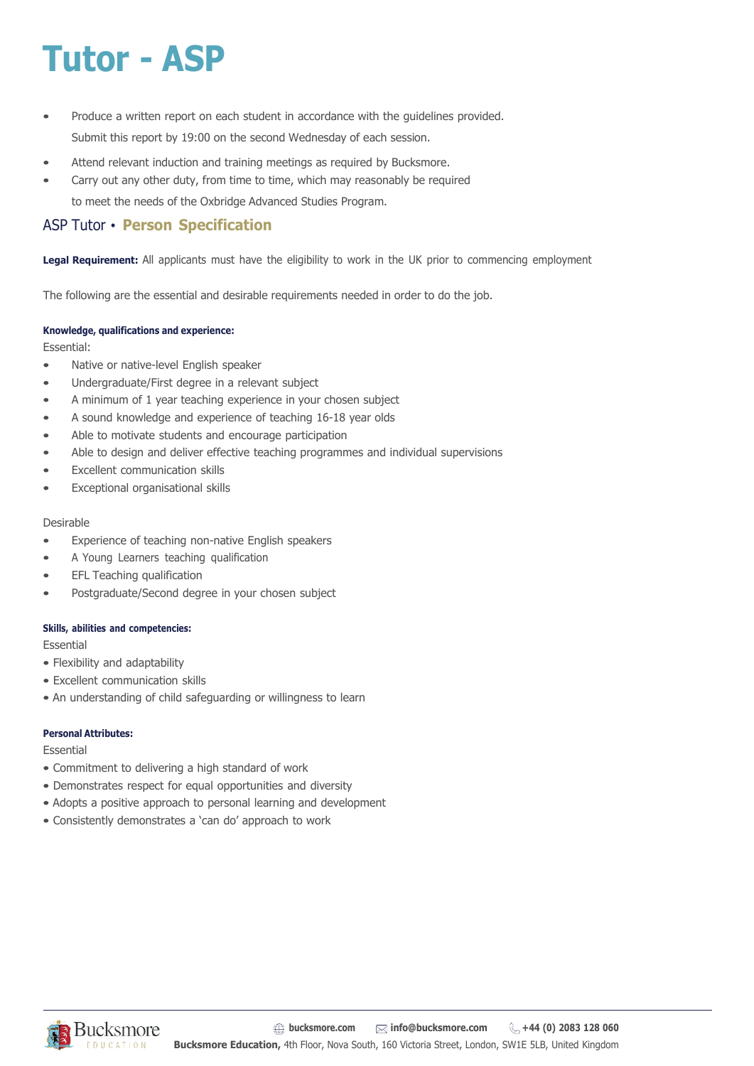# Tutor - ASP

- Produce a written report on each student in accordance with the guidelines provided. Submit this report by 19:00 on the second Wednesday of each session.
- Attend relevant induction and training meetings as required by Bucksmore.
- Carry out any other duty, from time to time, which may reasonably be required to meet the needs of the Oxbridge Advanced Studies Program.

## ASP Tutor • **Person Specification**

**Legal Requirement:** All applicants must have the eligibility to work in the UK prior to commencing employment

The following are the essential and desirable requirements needed in order to do the job.

**Knowledge, qualifications and experience:**

Essential:

- Native or native-level English speaker
- Undergraduate/First degree in a relevant subject
- A minimum of 1 year teaching experience in your chosen subject
- A sound knowledge and experience of teaching 16-18 year olds
- Able to motivate students and encourage participation
- Able to design and deliver effective teaching programmes and individual supervisions
- Excellent communication skills
- Exceptional organisational skills

Desirable

- Experience of teaching non-native English speakers
- A Young Learners teaching qualification
- EFL Teaching qualification
- Postgraduate/Second degree in your chosen subject

**Skills, abilities and competencies:**

Essential

- Flexibility and adaptability
- Excellent communication skills
- An understanding of child safeguarding or willingness to learn

**Personal Attributes:**

Essential

- Commitment to delivering a high standard of work
- Demonstrates respect for equal opportunities and diversity
- Adopts a positive approach to personal learning and development
- Consistently demonstrates a 'can do' approach to work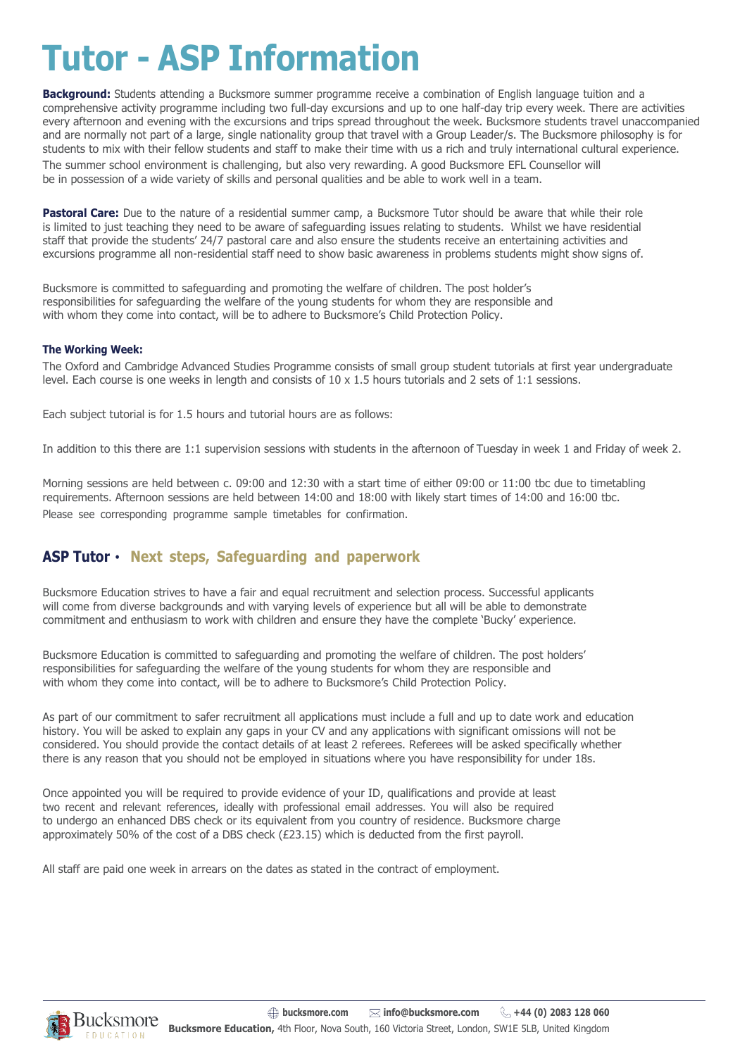# Tutor - ASP Information

**Background:** Students attending a Bucksmore summer programme receive a combination of English language tuition and a comprehensive activity programme including two full-day excursions and up to one half-day trip every week. There are activities every afternoon and evening with the excursions and trips spread throughout the week. Bucksmore students travel unaccompanied and are normally not part of a large, single nationality group that travel with a Group Leader/s. The Bucksmore philosophy is for students to mix with their fellow students and staff to make their time with us a rich and truly international cultural experience. The summer school environment is challenging, but also very rewarding. A good Bucksmore EFL Counsellor will be in possession of a wide variety of skills and personal qualities and be able to work well in a team.

**Pastoral Care:** Due to the nature of a residential summer camp, a Bucksmore Tutor should be aware that while their role is limited to just teaching they need to be aware of safeguarding issues relating to students. Whilst we have residential staff that provide the students' 24/7 pastoral care and also ensure the students receive an entertaining activities and excursions programme all non-residential staff need to show basic awareness in problems students might show signs of.

Bucksmore is committed to safeguarding and promoting the welfare of children. The post holder's responsibilities for safeguarding the welfare of the young students for whom they are responsible and with whom they come into contact, will be to adhere to Bucksmore's Child Protection Policy.

**The Working Week:**

The Oxford and Cambridge Advanced Studies Programme consists of small group student tutorials at first year undergraduate level. Each course is one weeks in length and consists of 10 x 1.5 hours tutorials and 2 sets of 1:1 sessions.

Each subject tutorial is for 1.5 hours and tutorial hours are as follows:

In addition to this there are 1:1 supervision sessions with students in the afternoon of Tuesday in week 1 and Friday of week 2.

Morning sessions are held between c. 09:00 and 12:30 with a start time of either 09:00 or 11:00 tbc due to timetabling requirements. Afternoon sessions are held between 14:00 and 18:00 with likely start times of 14:00 and 16:00 tbc. Please see corresponding programme sample timetables for confirmation.

## ASP Tutor • Next steps, Safeguarding and paperwork

Bucksmore Education strives to have a fair and equal recruitment and selection process. Successful applicants will come from diverse backgrounds and with varying levels of experience but all will be able to demonstrate commitment and enthusiasm to work with children and ensure they have the complete 'Bucky' experience.

Bucksmore Education is committed to safeguarding and promoting the welfare of children. The post holders' responsibilities for safeguarding the welfare of the young students for whom they are responsible and with whom they come into contact, will be to adhere to Bucksmore's Child Protection Policy.

As part of our commitment to safer recruitment all applications must include a full and up to date work and education history. You will be asked to explain any gaps in your CV and any applications with significant omissions will not be considered. You should provide the contact details of at least 2 referees. Referees will be asked specifically whether there is any reason that you should not be employed in situations where you have responsibility for under 18s.

Once appointed you will be required to provide evidence of your ID, qualifications and provide at least two recent and relevant references, ideally with professional email addresses. You will also be required to undergo an enhanced DBS check or its equivalent from you country of residence. Bucksmore charge approximately 50% of the cost of a DBS check (£23.15) which is deducted from the first payroll.

All staff are paid one week in arrears on the dates as stated in the contract of employment.

bucksmore.com info@bucksmore.com +44 (0) 2083 128 060

**Bucksmore Education,** 4th Floor, Nova South, 160 Victoria Street, London, SW1E 5LB, United Kingdom